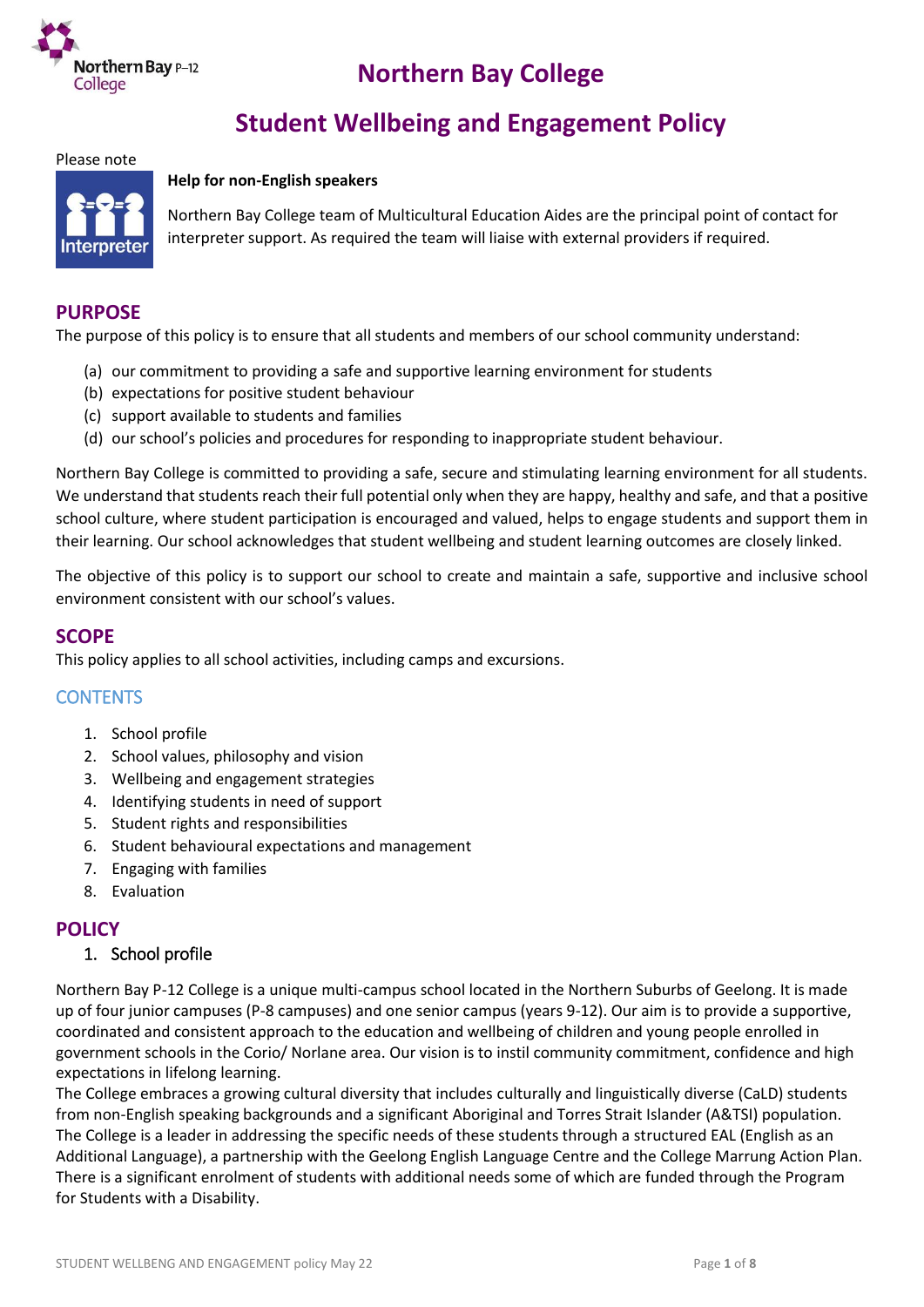# Northern Bay College

# Student Wellbeing and Engagement Policy

Please note

**Help for non-English speakers**

Northern Bay College team of Multicultural Education Aides are the principal point of contact for interpreter support. As required the team will liaise with external providers if required.

## PURPOSE

The purpose of this policy is to ensure that all students and members of our school community understand:

(a) our commitment to providing a safe and supportive learning environment for students
(b) expectations for positive student behaviour
(c) support available to students and families
(d) our school's policies and procedures for responding to inappropriate student behaviour.

Northern Bay College is committed to providing a safe, secure and stimulating learning environment for all students. We understand that students reach their full potential only when they are happy, healthy and safe, and that a positive school culture, where student participation is encouraged and valued, helps to engage students and support them in their learning. Our school acknowledges that student wellbeing and student learning outcomes are closely linked.

The objective of this policy is to support our school to create and maintain a safe, supportive and inclusive school environment consistent with our school's values.

## SCOPE

This policy applies to all school activities, including camps and excursions.

## CONTENTS

1. School profile
2. School values, philosophy and vision
3. Wellbeing and engagement strategies
4. Identifying students in need of support
5. Student rights and responsibilities
6. Student behavioural expectations and management
7. Engaging with families
8. Evaluation

## POLICY

### 1. School profile

Northern Bay P-12 College is a unique multi-campus school located in the Northern Suburbs of Geelong. It is made up of four junior campuses (P-8 campuses) and one senior campus (years 9-12). Our aim is to provide a supportive, coordinated and consistent approach to the education and wellbeing of children and young people enrolled in government schools in the Corio/ Norlane area. Our vision is to instil community commitment, confidence and high expectations in lifelong learning.

The College embraces a growing cultural diversity that includes culturally and linguistically diverse (CaLD) students from non-English speaking backgrounds and a significant Aboriginal and Torres Strait Islander (A&TSI) population. The College is a leader in addressing the specific needs of these students through a structured EAL (English as an Additional Language), a partnership with the Geelong English Language Centre and the College Marrung Action Plan. There is a significant enrolment of students with additional needs some of which are funded through the Program for Students with a Disability.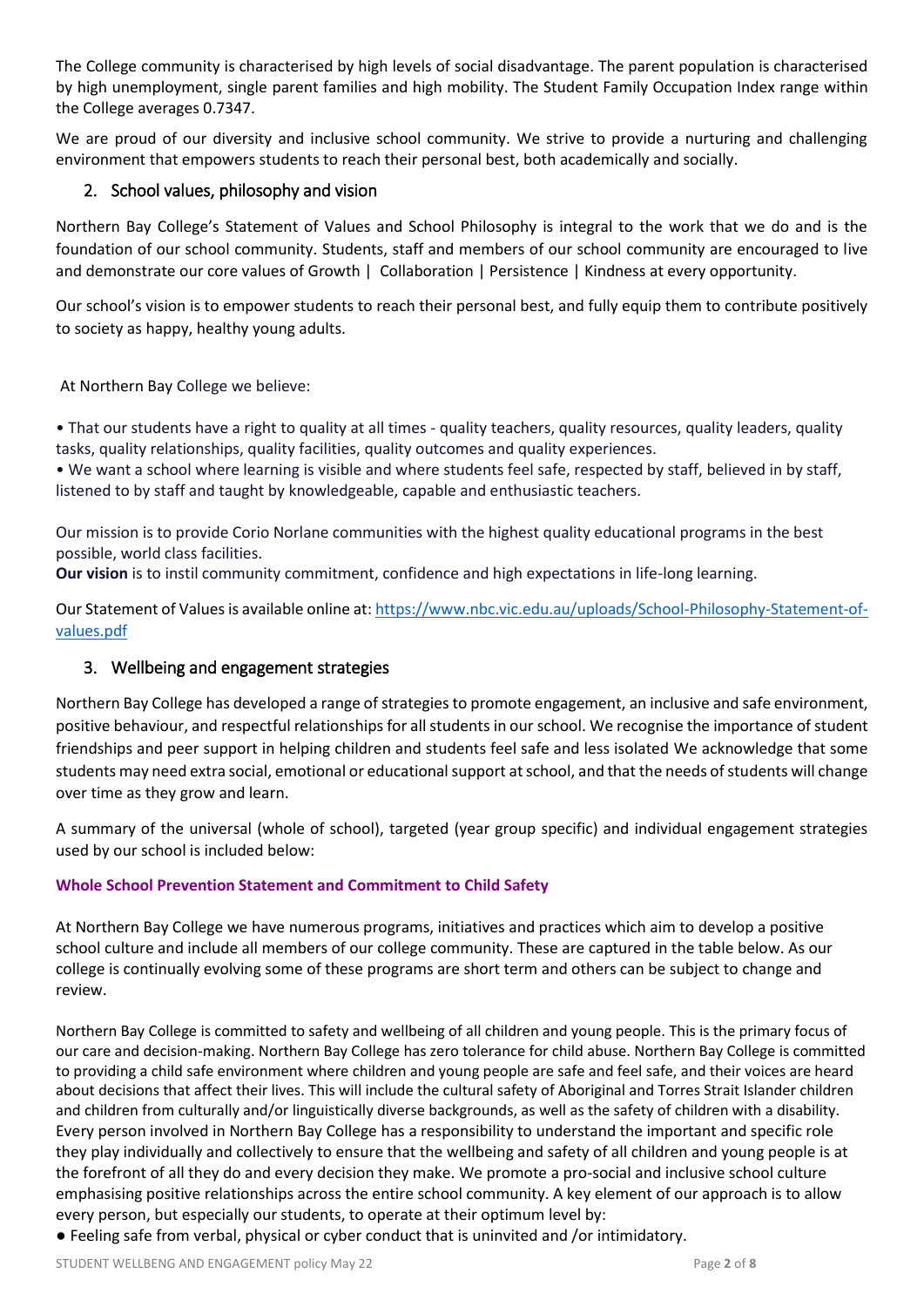The College community is characterised by high levels of social disadvantage. The parent population is characterised by high unemployment, single parent families and high mobility. The Student Family Occupation Index range within the College averages 0.7347.

We are proud of our diversity and inclusive school community. We strive to provide a nurturing and challenging environment that empowers students to reach their personal best, both academically and socially.

## 2. School values, philosophy and vision

Northern Bay College's Statement of Values and School Philosophy is integral to the work that we do and is the foundation of our school community. Students, staff and members of our school community are encouraged to live and demonstrate our core values of Growth | Collaboration | Persistence | Kindness at every opportunity.

Our school's vision is to empower students to reach their personal best, and fully equip them to contribute positively to society as happy, healthy young adults.

At Northern Bay College we believe:

• That our students have a right to quality at all times - quality teachers, quality resources, quality leaders, quality tasks, quality relationships, quality facilities, quality outcomes and quality experiences.
• We want a school where learning is visible and where students feel safe, respected by staff, believed in by staff, listened to by staff and taught by knowledgeable, capable and enthusiastic teachers.

Our mission is to provide Corio Norlane communities with the highest quality educational programs in the best possible, world class facilities.
**Our vision** is to instil community commitment, confidence and high expectations in life-long learning.

Our Statement of Values is available online at: [https://www.nbc.vic.edu.au/uploads/School-Philosophy-Statement-of-values.pdf](https://www.nbc.vic.edu.au/uploads/School-Philosophy-Statement-of-values.pdf)

## 3. Wellbeing and engagement strategies

Northern Bay College has developed a range of strategies to promote engagement, an inclusive and safe environment, positive behaviour, and respectful relationships for all students in our school. We recognise the importance of student friendships and peer support in helping children and students feel safe and less isolated We acknowledge that some students may need extra social, emotional or educational support at school, and that the needs of students will change over time as they grow and learn.

A summary of the universal (whole of school), targeted (year group specific) and individual engagement strategies used by our school is included below:

**Whole School Prevention Statement and Commitment to Child Safety**

At Northern Bay College we have numerous programs, initiatives and practices which aim to develop a positive school culture and include all members of our college community. These are captured in the table below. As our college is continually evolving some of these programs are short term and others can be subject to change and review.

Northern Bay College is committed to safety and wellbeing of all children and young people. This is the primary focus of our care and decision-making. Northern Bay College has zero tolerance for child abuse. Northern Bay College is committed to providing a child safe environment where children and young people are safe and feel safe, and their voices are heard about decisions that affect their lives. This will include the cultural safety of Aboriginal and Torres Strait Islander children and children from culturally and/or linguistically diverse backgrounds, as well as the safety of children with a disability. Every person involved in Northern Bay College has a responsibility to understand the important and specific role they play individually and collectively to ensure that the wellbeing and safety of all children and young people is at the forefront of all they do and every decision they make. We promote a pro-social and inclusive school culture emphasising positive relationships across the entire school community. A key element of our approach is to allow every person, but especially our students, to operate at their optimum level by:

● Feeling safe from verbal, physical or cyber conduct that is uninvited and /or intimidatory.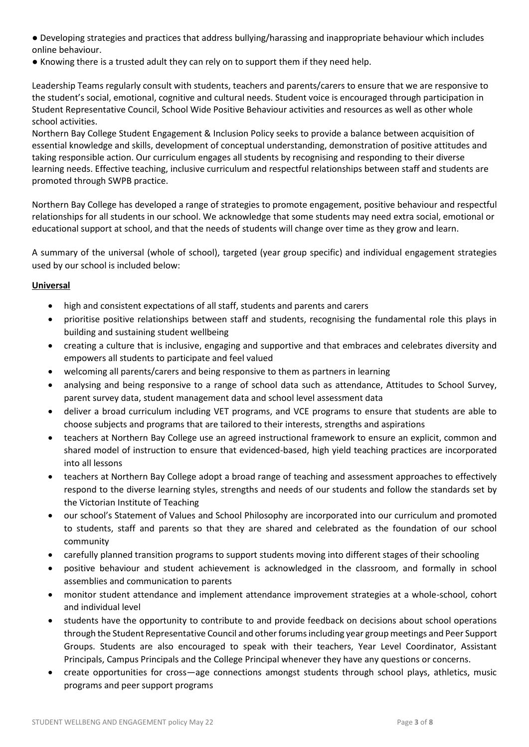- Developing strategies and practices that address bullying/harassing and inappropriate behaviour which includes online behaviour.
- Knowing there is a trusted adult they can rely on to support them if they need help.

Leadership Teams regularly consult with students, teachers and parents/carers to ensure that we are responsive to the student's social, emotional, cognitive and cultural needs. Student voice is encouraged through participation in Student Representative Council, School Wide Positive Behaviour activities and resources as well as other whole school activities.

Northern Bay College Student Engagement & Inclusion Policy seeks to provide a balance between acquisition of essential knowledge and skills, development of conceptual understanding, demonstration of positive attitudes and taking responsible action. Our curriculum engages all students by recognising and responding to their diverse learning needs. Effective teaching, inclusive curriculum and respectful relationships between staff and students are promoted through SWPB practice.

Northern Bay College has developed a range of strategies to promote engagement, positive behaviour and respectful relationships for all students in our school. We acknowledge that some students may need extra social, emotional or educational support at school, and that the needs of students will change over time as they grow and learn.

A summary of the universal (whole of school), targeted (year group specific) and individual engagement strategies used by our school is included below:

**Universal**

- high and consistent expectations of all staff, students and parents and carers
- prioritise positive relationships between staff and students, recognising the fundamental role this plays in building and sustaining student wellbeing
- creating a culture that is inclusive, engaging and supportive and that embraces and celebrates diversity and empowers all students to participate and feel valued
- welcoming all parents/carers and being responsive to them as partners in learning
- analysing and being responsive to a range of school data such as attendance, Attitudes to School Survey, parent survey data, student management data and school level assessment data
- deliver a broad curriculum including VET programs, and VCE programs to ensure that students are able to choose subjects and programs that are tailored to their interests, strengths and aspirations
- teachers at Northern Bay College use an agreed instructional framework to ensure an explicit, common and shared model of instruction to ensure that evidenced-based, high yield teaching practices are incorporated into all lessons
- teachers at Northern Bay College adopt a broad range of teaching and assessment approaches to effectively respond to the diverse learning styles, strengths and needs of our students and follow the standards set by the Victorian Institute of Teaching
- our school's Statement of Values and School Philosophy are incorporated into our curriculum and promoted to students, staff and parents so that they are shared and celebrated as the foundation of our school community
- carefully planned transition programs to support students moving into different stages of their schooling
- positive behaviour and student achievement is acknowledged in the classroom, and formally in school assemblies and communication to parents
- monitor student attendance and implement attendance improvement strategies at a whole-school, cohort and individual level
- students have the opportunity to contribute to and provide feedback on decisions about school operations through the Student Representative Council and other forums including year group meetings and Peer Support Groups. Students are also encouraged to speak with their teachers, Year Level Coordinator, Assistant Principals, Campus Principals and the College Principal whenever they have any questions or concerns.
- create opportunities for cross—age connections amongst students through school plays, athletics, music programs and peer support programs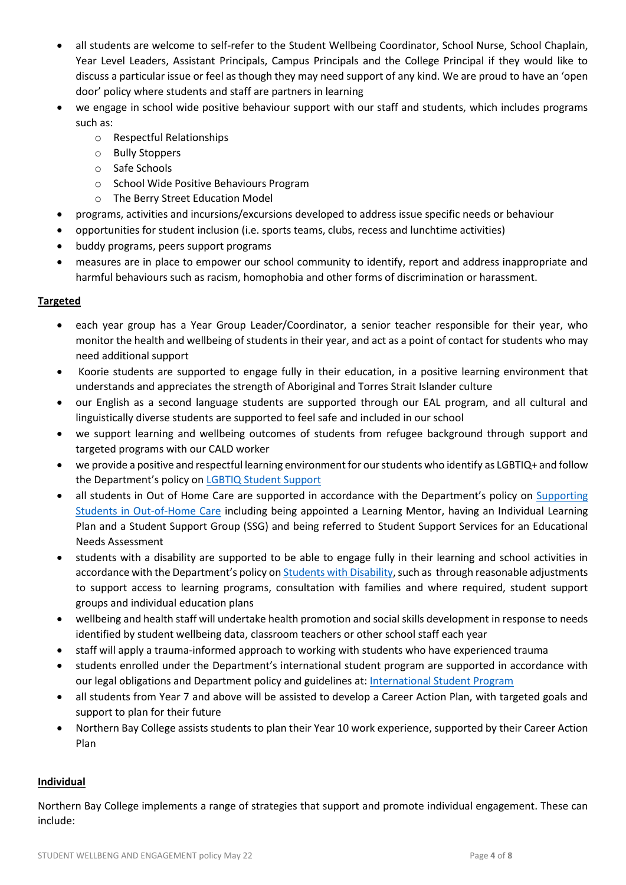- all students are welcome to self-refer to the Student Wellbeing Coordinator, School Nurse, School Chaplain, Year Level Leaders, Assistant Principals, Campus Principals and the College Principal if they would like to discuss a particular issue or feel as though they may need support of any kind. We are proud to have an 'open door' policy where students and staff are partners in learning
- we engage in school wide positive behaviour support with our staff and students, which includes programs such as:
  - Respectful Relationships
  - Bully Stoppers
  - Safe Schools
  - School Wide Positive Behaviours Program
  - The Berry Street Education Model
- programs, activities and incursions/excursions developed to address issue specific needs or behaviour
- opportunities for student inclusion (i.e. sports teams, clubs, recess and lunchtime activities)
- buddy programs, peers support programs
- measures are in place to empower our school community to identify, report and address inappropriate and harmful behaviours such as racism, homophobia and other forms of discrimination or harassment.

**Targeted**

- each year group has a Year Group Leader/Coordinator, a senior teacher responsible for their year, who monitor the health and wellbeing of students in their year, and act as a point of contact for students who may need additional support
- Koorie students are supported to engage fully in their education, in a positive learning environment that understands and appreciates the strength of Aboriginal and Torres Strait Islander culture
- our English as a second language students are supported through our EAL program, and all cultural and linguistically diverse students are supported to feel safe and included in our school
- we support learning and wellbeing outcomes of students from refugee background through support and targeted programs with our CALD worker
- we provide a positive and respectful learning environment for our students who identify as LGBTIQ+ and follow the Department's policy on [LGBTIQ Student Support]()
- all students in Out of Home Care are supported in accordance with the Department's policy on [Supporting Students in Out-of-Home Care]() including being appointed a Learning Mentor, having an Individual Learning Plan and a Student Support Group (SSG) and being referred to Student Support Services for an Educational Needs Assessment
- students with a disability are supported to be able to engage fully in their learning and school activities in accordance with the Department's policy on [Students with Disability](), such as through reasonable adjustments to support access to learning programs, consultation with families and where required, student support groups and individual education plans
- wellbeing and health staff will undertake health promotion and social skills development in response to needs identified by student wellbeing data, classroom teachers or other school staff each year
- staff will apply a trauma-informed approach to working with students who have experienced trauma
- students enrolled under the Department's international student program are supported in accordance with our legal obligations and Department policy and guidelines at: [International Student Program]()
- all students from Year 7 and above will be assisted to develop a Career Action Plan, with targeted goals and support to plan for their future
- Northern Bay College assists students to plan their Year 10 work experience, supported by their Career Action Plan

**Individual**

Northern Bay College implements a range of strategies that support and promote individual engagement. These can include: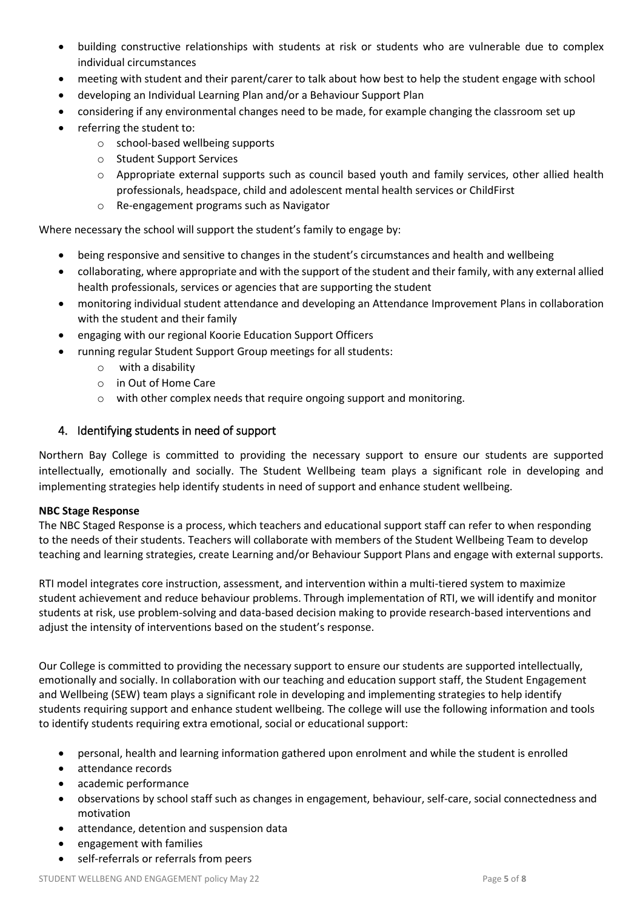- building constructive relationships with students at risk or students who are vulnerable due to complex individual circumstances
- meeting with student and their parent/carer to talk about how best to help the student engage with school
- developing an Individual Learning Plan and/or a Behaviour Support Plan
- considering if any environmental changes need to be made, for example changing the classroom set up
- referring the student to:
  - school-based wellbeing supports
  - Student Support Services
  - Appropriate external supports such as council based youth and family services, other allied health professionals, headspace, child and adolescent mental health services or ChildFirst
  - Re-engagement programs such as Navigator

Where necessary the school will support the student's family to engage by:

- being responsive and sensitive to changes in the student's circumstances and health and wellbeing
- collaborating, where appropriate and with the support of the student and their family, with any external allied health professionals, services or agencies that are supporting the student
- monitoring individual student attendance and developing an Attendance Improvement Plans in collaboration with the student and their family
- engaging with our regional Koorie Education Support Officers
- running regular Student Support Group meetings for all students:
  - with a disability
  - in Out of Home Care
  - with other complex needs that require ongoing support and monitoring.

## 4. Identifying students in need of support

Northern Bay College is committed to providing the necessary support to ensure our students are supported intellectually, emotionally and socially. The Student Wellbeing team plays a significant role in developing and implementing strategies help identify students in need of support and enhance student wellbeing.

**NBC Stage Response**

The NBC Staged Response is a process, which teachers and educational support staff can refer to when responding to the needs of their students. Teachers will collaborate with members of the Student Wellbeing Team to develop teaching and learning strategies, create Learning and/or Behaviour Support Plans and engage with external supports.

RTI model integrates core instruction, assessment, and intervention within a multi-tiered system to maximize student achievement and reduce behaviour problems. Through implementation of RTI, we will identify and monitor students at risk, use problem-solving and data-based decision making to provide research-based interventions and adjust the intensity of interventions based on the student's response.

Our College is committed to providing the necessary support to ensure our students are supported intellectually, emotionally and socially. In collaboration with our teaching and education support staff, the Student Engagement and Wellbeing (SEW) team plays a significant role in developing and implementing strategies to help identify students requiring support and enhance student wellbeing. The college will use the following information and tools to identify students requiring extra emotional, social or educational support:

- personal, health and learning information gathered upon enrolment and while the student is enrolled
- attendance records
- academic performance
- observations by school staff such as changes in engagement, behaviour, self-care, social connectedness and motivation
- attendance, detention and suspension data
- engagement with families
- self-referrals or referrals from peers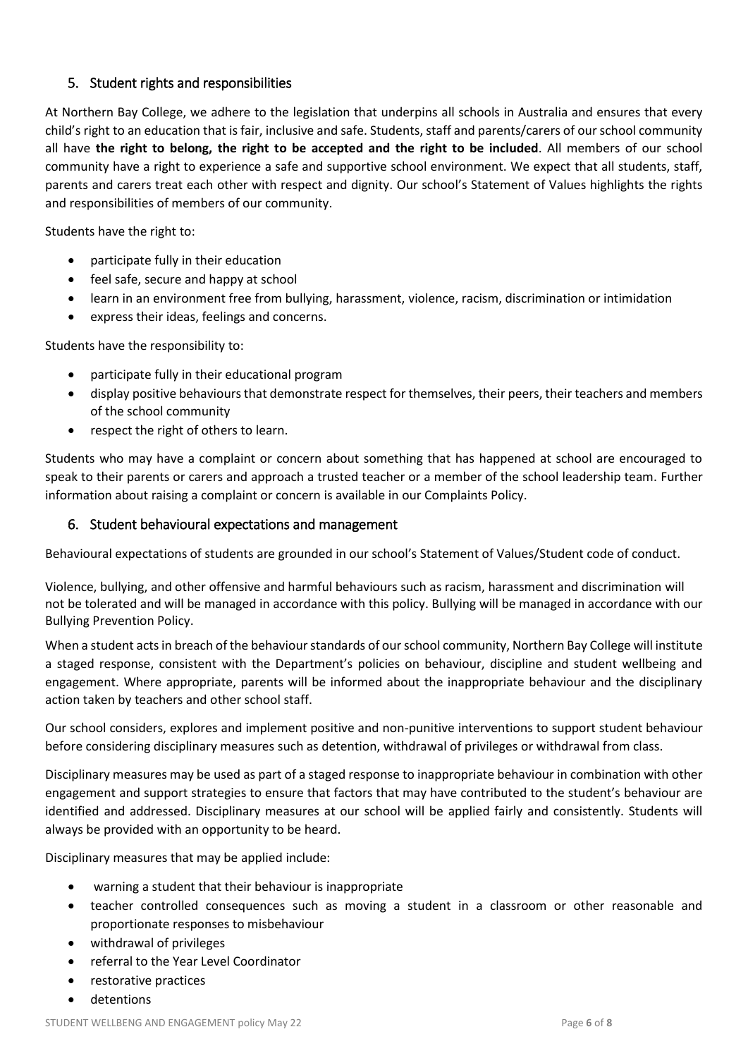## 5. Student rights and responsibilities

At Northern Bay College, we adhere to the legislation that underpins all schools in Australia and ensures that every child's right to an education that is fair, inclusive and safe. Students, staff and parents/carers of our school community all have **the right to belong, the right to be accepted and the right to be included**. All members of our school community have a right to experience a safe and supportive school environment. We expect that all students, staff, parents and carers treat each other with respect and dignity. Our school's Statement of Values highlights the rights and responsibilities of members of our community.

Students have the right to:

- participate fully in their education
- feel safe, secure and happy at school
- learn in an environment free from bullying, harassment, violence, racism, discrimination or intimidation
- express their ideas, feelings and concerns.

Students have the responsibility to:

- participate fully in their educational program
- display positive behaviours that demonstrate respect for themselves, their peers, their teachers and members of the school community
- respect the right of others to learn.

Students who may have a complaint or concern about something that has happened at school are encouraged to speak to their parents or carers and approach a trusted teacher or a member of the school leadership team. Further information about raising a complaint or concern is available in our Complaints Policy.

## 6. Student behavioural expectations and management

Behavioural expectations of students are grounded in our school's Statement of Values/Student code of conduct.

Violence, bullying, and other offensive and harmful behaviours such as racism, harassment and discrimination will not be tolerated and will be managed in accordance with this policy. Bullying will be managed in accordance with our Bullying Prevention Policy.

When a student acts in breach of the behaviour standards of our school community, Northern Bay College will institute a staged response, consistent with the Department's policies on behaviour, discipline and student wellbeing and engagement. Where appropriate, parents will be informed about the inappropriate behaviour and the disciplinary action taken by teachers and other school staff.

Our school considers, explores and implement positive and non-punitive interventions to support student behaviour before considering disciplinary measures such as detention, withdrawal of privileges or withdrawal from class.

Disciplinary measures may be used as part of a staged response to inappropriate behaviour in combination with other engagement and support strategies to ensure that factors that may have contributed to the student's behaviour are identified and addressed. Disciplinary measures at our school will be applied fairly and consistently. Students will always be provided with an opportunity to be heard.

Disciplinary measures that may be applied include:

- warning a student that their behaviour is inappropriate
- teacher controlled consequences such as moving a student in a classroom or other reasonable and proportionate responses to misbehaviour
- withdrawal of privileges
- referral to the Year Level Coordinator
- restorative practices
- detentions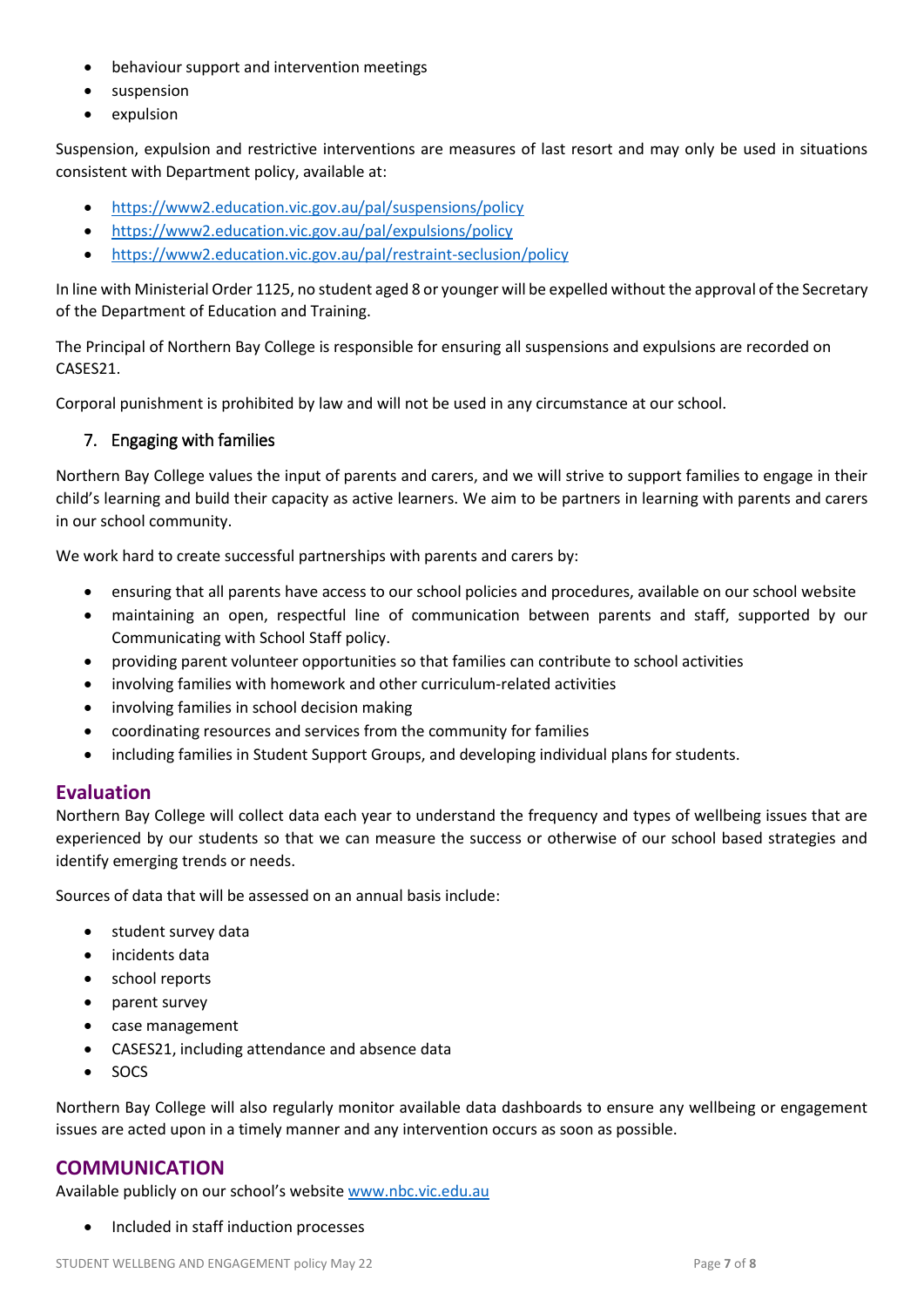- behaviour support and intervention meetings
- suspension
- expulsion

Suspension, expulsion and restrictive interventions are measures of last resort and may only be used in situations consistent with Department policy, available at:

- https://www2.education.vic.gov.au/pal/suspensions/policy
- https://www2.education.vic.gov.au/pal/expulsions/policy
- https://www2.education.vic.gov.au/pal/restraint-seclusion/policy

In line with Ministerial Order 1125, no student aged 8 or younger will be expelled without the approval of the Secretary of the Department of Education and Training.

The Principal of Northern Bay College is responsible for ensuring all suspensions and expulsions are recorded on CASES21.

Corporal punishment is prohibited by law and will not be used in any circumstance at our school.

### 7. Engaging with families

Northern Bay College values the input of parents and carers, and we will strive to support families to engage in their child's learning and build their capacity as active learners. We aim to be partners in learning with parents and carers in our school community.

We work hard to create successful partnerships with parents and carers by:

- ensuring that all parents have access to our school policies and procedures, available on our school website
- maintaining an open, respectful line of communication between parents and staff, supported by our Communicating with School Staff policy.
- providing parent volunteer opportunities so that families can contribute to school activities
- involving families with homework and other curriculum-related activities
- involving families in school decision making
- coordinating resources and services from the community for families
- including families in Student Support Groups, and developing individual plans for students.

## Evaluation

Northern Bay College will collect data each year to understand the frequency and types of wellbeing issues that are experienced by our students so that we can measure the success or otherwise of our school based strategies and identify emerging trends or needs.

Sources of data that will be assessed on an annual basis include:

- student survey data
- incidents data
- school reports
- parent survey
- case management
- CASES21, including attendance and absence data
- SOCS

Northern Bay College will also regularly monitor available data dashboards to ensure any wellbeing or engagement issues are acted upon in a timely manner and any intervention occurs as soon as possible.

## COMMUNICATION

Available publicly on our school's website www.nbc.vic.edu.au

- Included in staff induction processes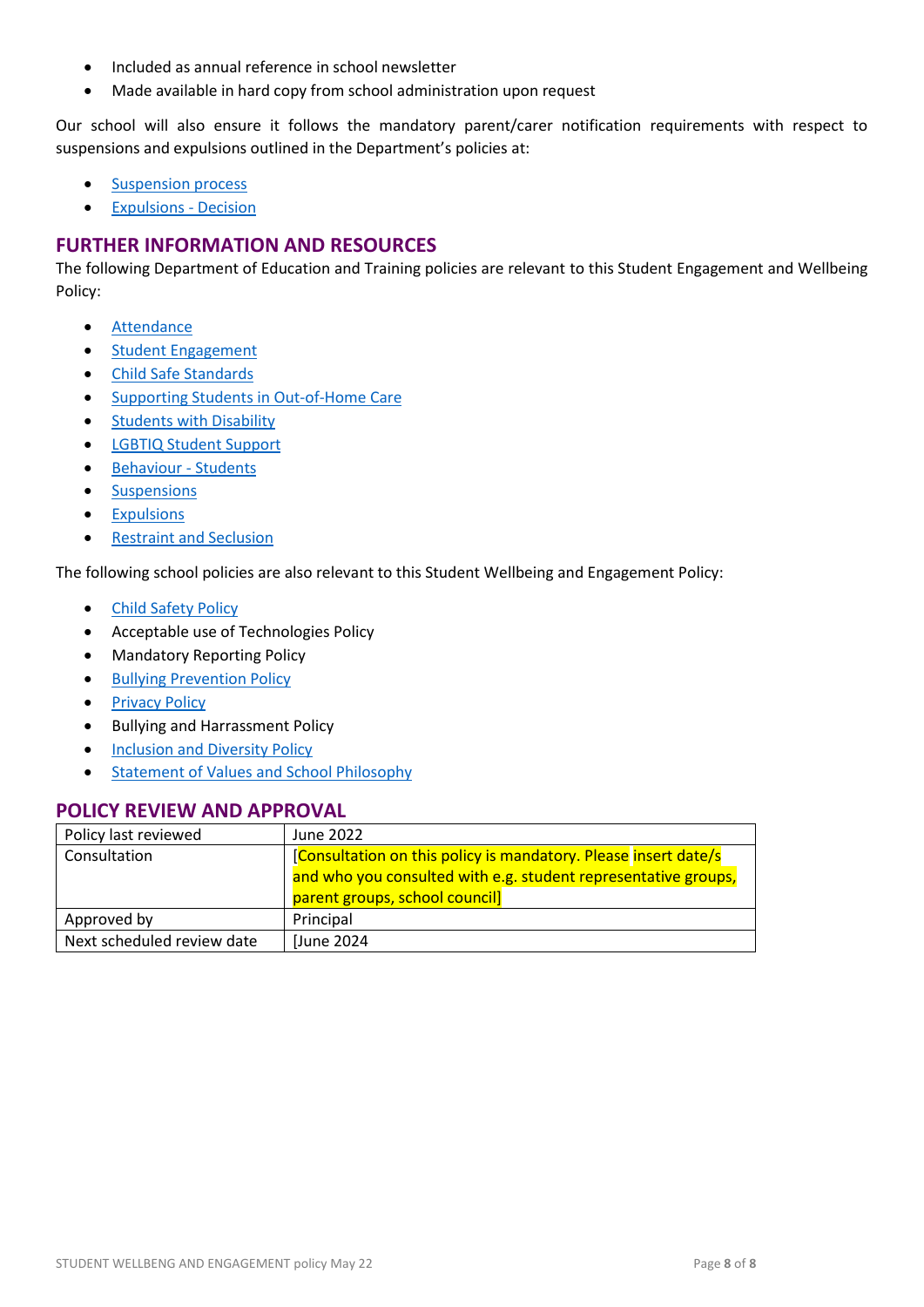- Included as annual reference in school newsletter
- Made available in hard copy from school administration upon request

Our school will also ensure it follows the mandatory parent/carer notification requirements with respect to suspensions and expulsions outlined in the Department's policies at:

- Suspension process
- Expulsions - Decision

## FURTHER INFORMATION AND RESOURCES

The following Department of Education and Training policies are relevant to this Student Engagement and Wellbeing Policy:

- Attendance
- Student Engagement
- Child Safe Standards
- Supporting Students in Out-of-Home Care
- Students with Disability
- LGBTIQ Student Support
- Behaviour - Students
- Suspensions
- Expulsions
- Restraint and Seclusion

The following school policies are also relevant to this Student Wellbeing and Engagement Policy:

- Child Safety Policy
- Acceptable use of Technologies Policy
- Mandatory Reporting Policy
- Bullying Prevention Policy
- Privacy Policy
- Bullying and Harrassment Policy
- Inclusion and Diversity Policy
- Statement of Values and School Philosophy

## POLICY REVIEW AND APPROVAL

| | |
|---|---|
| Policy last reviewed | June 2022 |
| Consultation | [Consultation on this policy is mandatory. Please insert date/s and who you consulted with e.g. student representative groups, parent groups, school council] |
| Approved by | Principal |
| Next scheduled review date | [June 2024 |